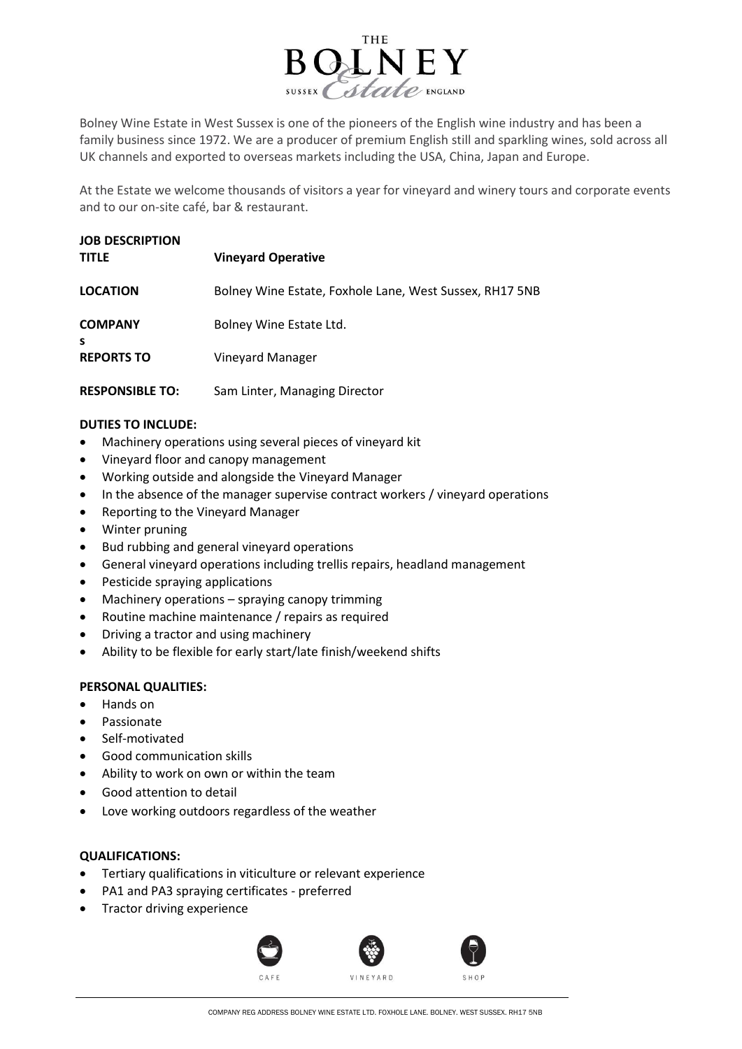Bolney Wine Estate in West Sussex is one of the pioneers of the English wine industry and has been a family business since 1972. We are a producer of premium English still and sparkling wines, sold across all UK channels and exported to overseas markets including the USA, China, Japan and Europe.

At the Estate we welcome thousands of visitors a year for vineyard and winery tours and corporate events and to our on-site café, bar & restaurant.

**JOB DESCRIPTION**

| | |
|---|---|
| **TITLE** | **Vineyard Operative** |
| **LOCATION** | Bolney Wine Estate, Foxhole Lane, West Sussex, RH17 5NB |
| **COMPANYS** | Bolney Wine Estate Ltd. |
| **REPORTS TO** | Vineyard Manager |
| **RESPONSIBLE TO:** | Sam Linter, Managing Director |

**DUTIES TO INCLUDE:**

- Machinery operations using several pieces of vineyard kit
- Vineyard floor and canopy management
- Working outside and alongside the Vineyard Manager
- In the absence of the manager supervise contract workers / vineyard operations
- Reporting to the Vineyard Manager
- Winter pruning
- Bud rubbing and general vineyard operations
- General vineyard operations including trellis repairs, headland management
- Pesticide spraying applications
- Machinery operations – spraying canopy trimming
- Routine machine maintenance / repairs as required
- Driving a tractor and using machinery
- Ability to be flexible for early start/late finish/weekend shifts

**PERSONAL QUALITIES:**

- Hands on
- Passionate
- Self-motivated
- Good communication skills
- Ability to work on own or within the team
- Good attention to detail
- Love working outdoors regardless of the weather

**QUALIFICATIONS:**

- Tertiary qualifications in viticulture or relevant experience
- PA1 and PA3 spraying certificates - preferred
- Tractor driving experience

CAFE VINEYARD SHOP

COMPANY REG ADDRESS BOLNEY WINE ESTATE LTD. FOXHOLE LANE. BOLNEY. WEST SUSSEX. RH17 5NB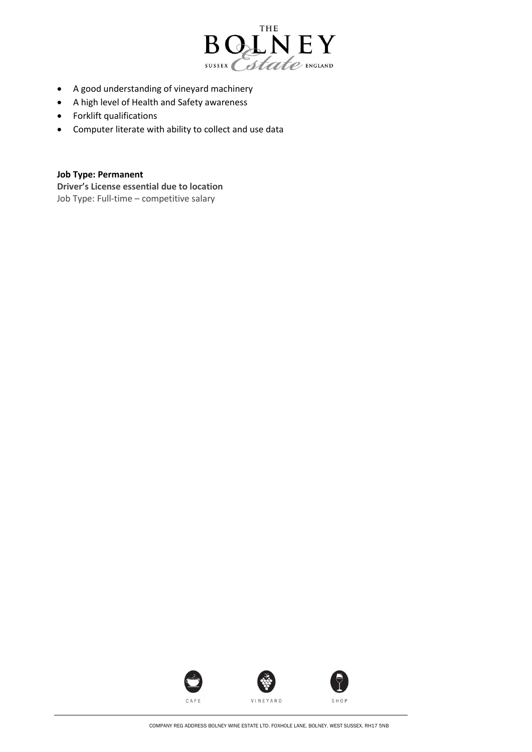- A good understanding of vineyard machinery
- A high level of Health and Safety awareness
- Forklift qualifications
- Computer literate with ability to collect and use data

**Job Type: Permanent**
**Driver's License essential due to location**
Job Type: Full-time – competitive salary